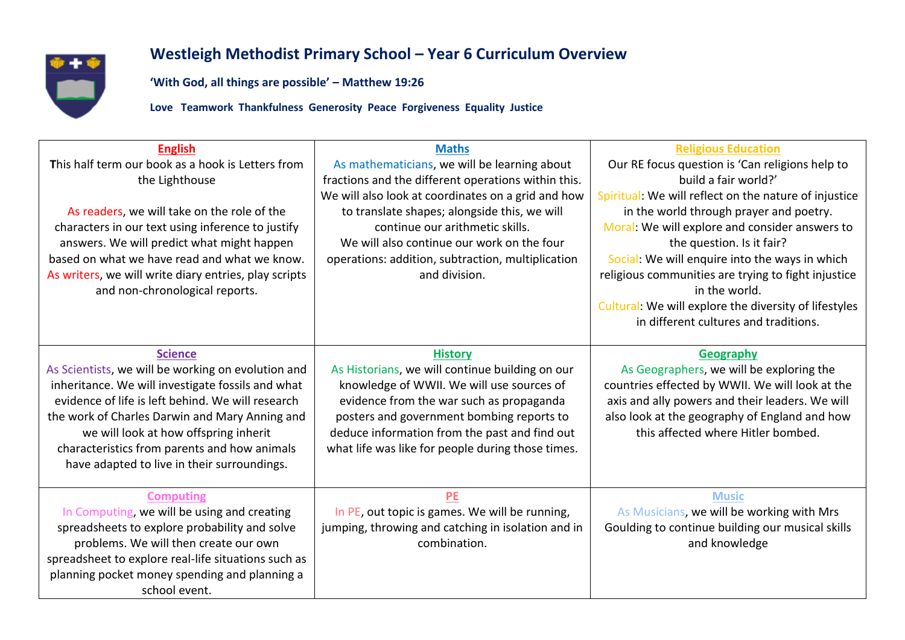# Westleigh Methodist Primary School – Year 6 Curriculum Overview

**'With God, all things are possible' – Matthew 19:26**

**Love Teamwork Thankfulness Generosity Peace Forgiveness Equality Justice**

| **English** | **Maths** | **Religious Education** |
|---|---|---|
| This half term our book as a hook is Letters from the Lighthouse<br><br>As readers, we will take on the role of the characters in our text using inference to justify answers. We will predict what might happen based on what we have read and what we know. As writers, we will write diary entries, play scripts and non-chronological reports. | As mathematicians, we will be learning about fractions and the different operations within this. We will also look at coordinates on a grid and how to translate shapes; alongside this, we will continue our arithmetic skills.<br>We will also continue our work on the four operations: addition, subtraction, multiplication and division. | Our RE focus question is 'Can religions help to build a fair world?'<br>Spiritual: We will reflect on the nature of injustice in the world through prayer and poetry.<br>Moral: We will explore and consider answers to the question. Is it fair?<br>Social: We will enquire into the ways in which religious communities are trying to fight injustice in the world.<br>Cultural: We will explore the diversity of lifestyles in different cultures and traditions. |
| **Science** | **History** | **Geography** |
| As Scientists, we will be working on evolution and inheritance. We will investigate fossils and what evidence of life is left behind. We will research the work of Charles Darwin and Mary Anning and we will look at how offspring inherit characteristics from parents and how animals have adapted to live in their surroundings. | As Historians, we will continue building on our knowledge of WWII. We will use sources of evidence from the war such as propaganda posters and government bombing reports to deduce information from the past and find out what life was like for people during those times. | As Geographers, we will be exploring the countries effected by WWII. We will look at the axis and ally powers and their leaders. We will also look at the geography of England and how this affected where Hitler bombed. |
| **Computing** | **PE** | **Music** |
| In Computing, we will be using and creating spreadsheets to explore probability and solve problems. We will then create our own spreadsheet to explore real-life situations such as planning pocket money spending and planning a school event. | In PE, out topic is games. We will be running, jumping, throwing and catching in isolation and in combination. | As Musicians, we will be working with Mrs Goulding to continue building our musical skills and knowledge |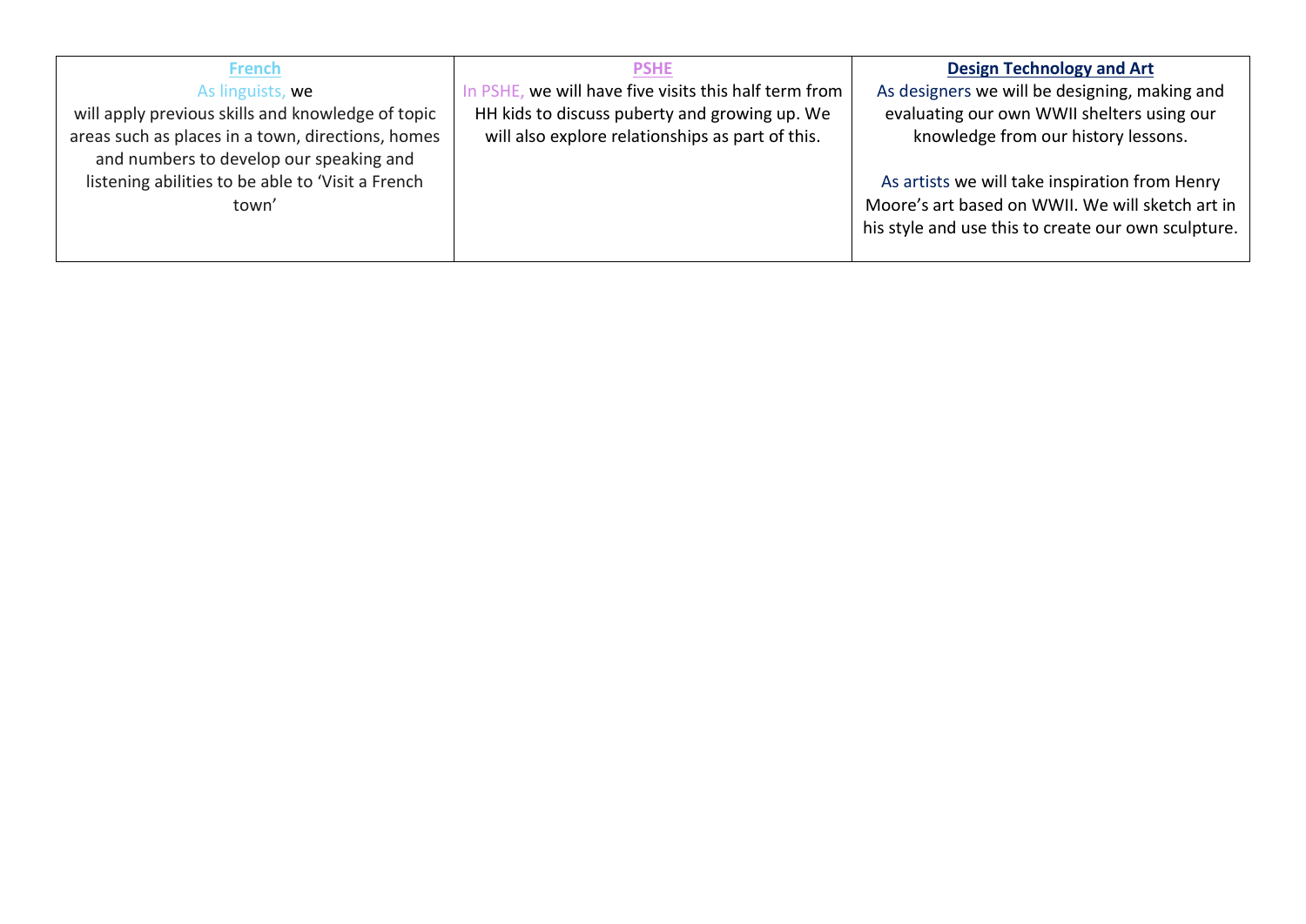| French | PSHE | Design Technology and Art |
|---|---|---|
| As linguists, we will apply previous skills and knowledge of topic areas such as places in a town, directions, homes and numbers to develop our speaking and listening abilities to be able to 'Visit a French town' | In PSHE, we will have five visits this half term from HH kids to discuss puberty and growing up. We will also explore relationships as part of this. | As designers we will be designing, making and evaluating our own WWII shelters using our knowledge from our history lessons.<br><br>As artists we will take inspiration from Henry Moore's art based on WWII. We will sketch art in his style and use this to create our own sculpture. |